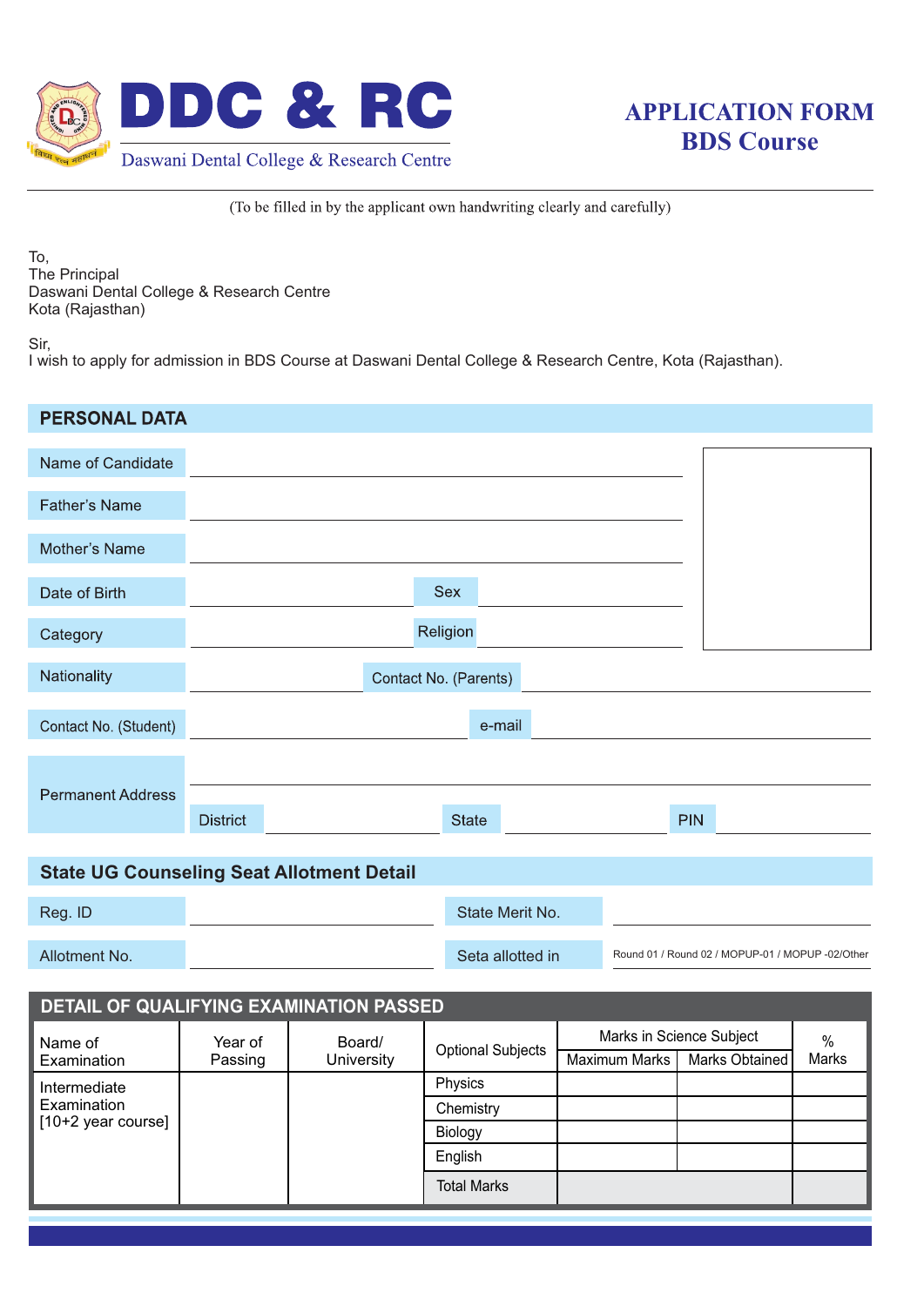# DDC & RC

Daswani Dental College & Research Centre

## APPLICATION FORM
## BDS Course

(To be filled in by the applicant own handwriting clearly and carefully)

To,
The Principal
Daswani Dental College & Research Centre
Kota (Rajasthan)

Sir,
I wish to apply for admission in BDS Course at Daswani Dental College & Research Centre, Kota (Rajasthan).

## PERSONAL DATA

Name of Candidate ______________________

Father's Name ______________________

Mother's Name ______________________

Date of Birth ______________ Sex ______________

Category ______________ Religion ______________

Nationality ______________ Contact No. (Parents) ______________

Contact No. (Student) ______________ e-mail ______________

Permanent Address ______________________

District ______________ State ______________ PIN ______________

## State UG Counseling Seat Allotment Detail

Reg. ID ______________ State Merit No. ______________

Allotment No. ______________ Seta allotted in Round 01 / Round 02 / MOPUP-01 / MOPUP -02/Other

## DETAIL OF QUALIFYING EXAMINATION PASSED

| Name of Examination | Year of Passing | Board/ University | Optional Subjects | Marks in Science Subject | | % Marks |
|---|---|---|---|---|---|---|
| | | | | Maximum Marks | Marks Obtained | |
| Intermediate Examination [10+2 year course] | | | Physics | | | |
| | | | Chemistry | | | |
| | | | Biology | | | |
| | | | English | | | |
| | | | Total Marks | | | |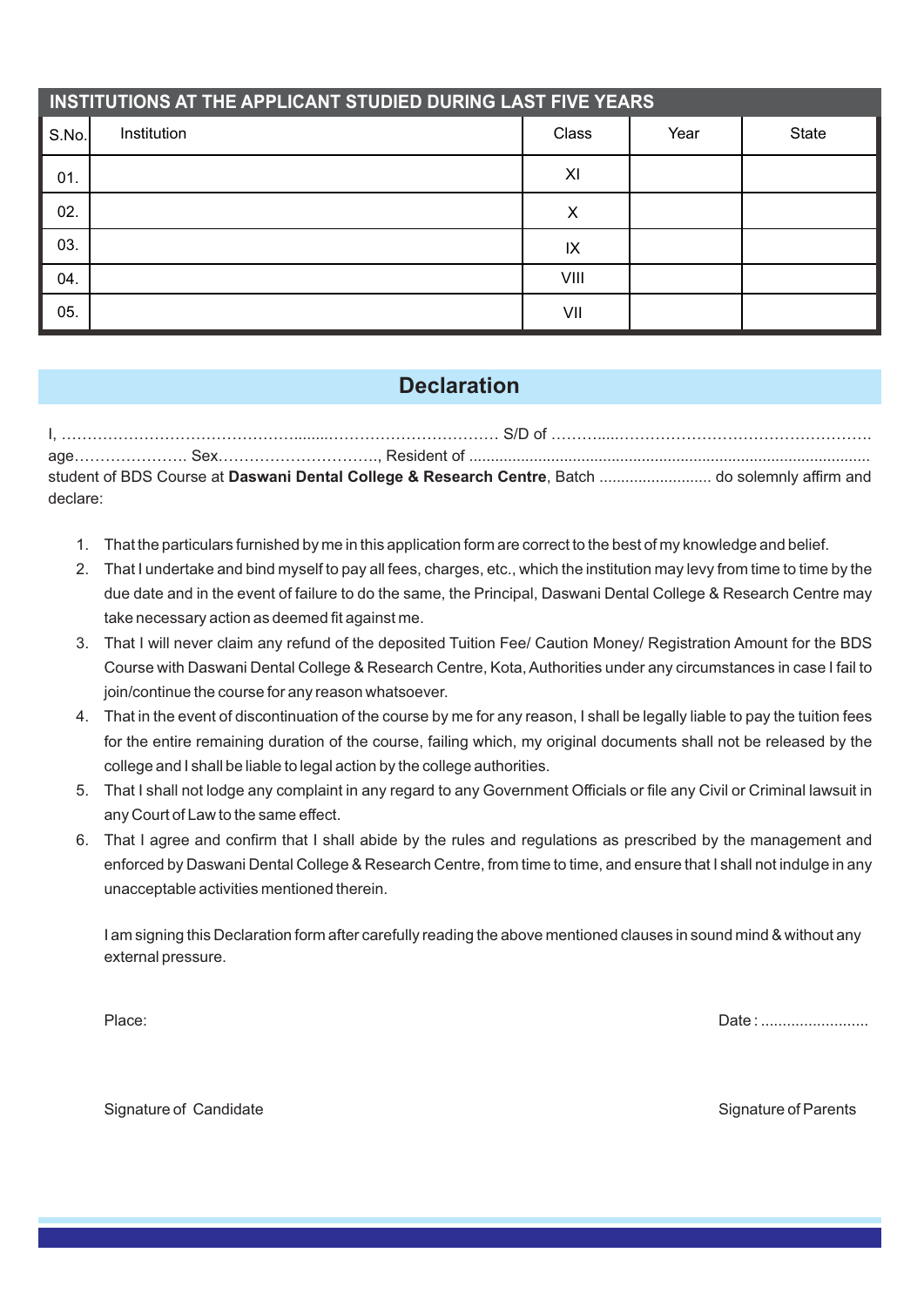## INSTITUTIONS AT THE APPLICANT STUDIED DURING LAST FIVE YEARS

| S.No. | Institution | Class | Year | State |
|---|---|---|---|---|
| 01. | | XI | | |
| 02. | | X | | |
| 03. | | IX | | |
| 04. | | VIII | | |
| 05. | | VII | | |

## Declaration

I, ……………………………………........…………………………… S/D of ………....…………………………………………. age…………………. Sex…………………………., Resident of ........................................................................................... student of BDS Course at **Daswani Dental College & Research Centre**, Batch .......................... do solemnly affirm and declare:

1. That the particulars furnished by me in this application form are correct to the best of my knowledge and belief.
2. That I undertake and bind myself to pay all fees, charges, etc., which the institution may levy from time to time by the due date and in the event of failure to do the same, the Principal, Daswani Dental College & Research Centre may take necessary action as deemed fit against me.
3. That I will never claim any refund of the deposited Tuition Fee/ Caution Money/ Registration Amount for the BDS Course with Daswani Dental College & Research Centre, Kota, Authorities under any circumstances in case I fail to join/continue the course for any reason whatsoever.
4. That in the event of discontinuation of the course by me for any reason, I shall be legally liable to pay the tuition fees for the entire remaining duration of the course, failing which, my original documents shall not be released by the college and I shall be liable to legal action by the college authorities.
5. That I shall not lodge any complaint in any regard to any Government Officials or file any Civil or Criminal lawsuit in any Court of Law to the same effect.
6. That I agree and confirm that I shall abide by the rules and regulations as prescribed by the management and enforced by Daswani Dental College & Research Centre, from time to time, and ensure that I shall not indulge in any unacceptable activities mentioned therein.

I am signing this Declaration form after carefully reading the above mentioned clauses in sound mind & without any external pressure.

Place: Date : .........................

Signature of Candidate Signature of Parents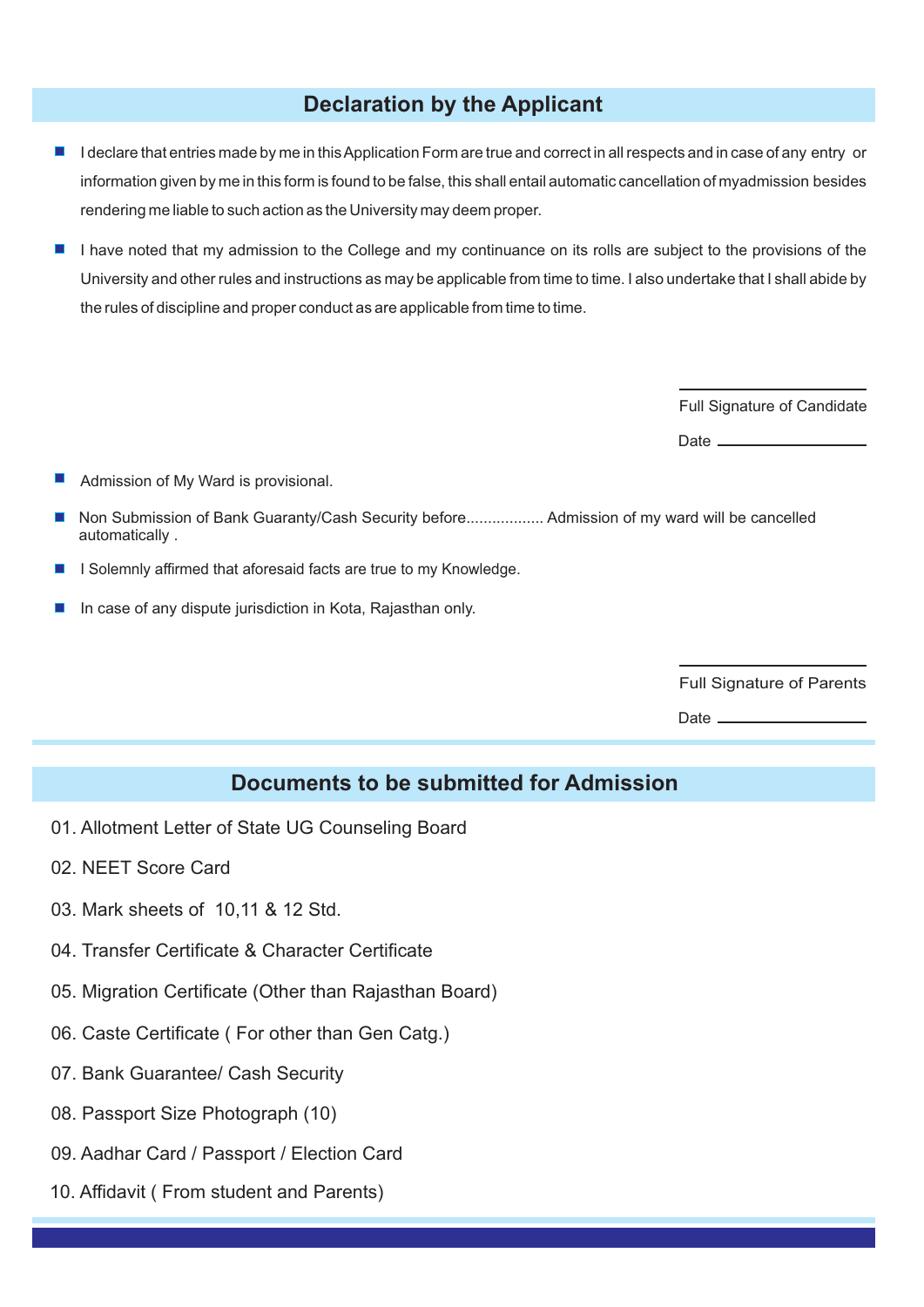## Declaration by the Applicant

- I declare that entries made by me in this Application Form are true and correct in all respects and in case of any entry or information given by me in this form is found to be false, this shall entail automatic cancellation of myadmission besides rendering me liable to such action as the University may deem proper.
- I have noted that my admission to the College and my continuance on its rolls are subject to the provisions of the University and other rules and instructions as may be applicable from time to time. I also undertake that I shall abide by the rules of discipline and proper conduct as are applicable from time to time.

Full Signature of Candidate

Date ____________

- Admission of My Ward is provisional.
- Non Submission of Bank Guaranty/Cash Security before.................. Admission of my ward will be cancelled automatically .
- I Solemnly affirmed that aforesaid facts are true to my Knowledge.
- In case of any dispute jurisdiction in Kota, Rajasthan only.

Full Signature of Parents

Date ____________

## Documents to be submitted for Admission

01. Allotment Letter of State UG Counseling Board
02. NEET Score Card
03. Mark sheets of 10,11 & 12 Std.
04. Transfer Certificate & Character Certificate
05. Migration Certificate (Other than Rajasthan Board)
06. Caste Certificate ( For other than Gen Catg.)
07. Bank Guarantee/ Cash Security
08. Passport Size Photograph (10)
09. Aadhar Card / Passport / Election Card
10. Affidavit ( From student and Parents)